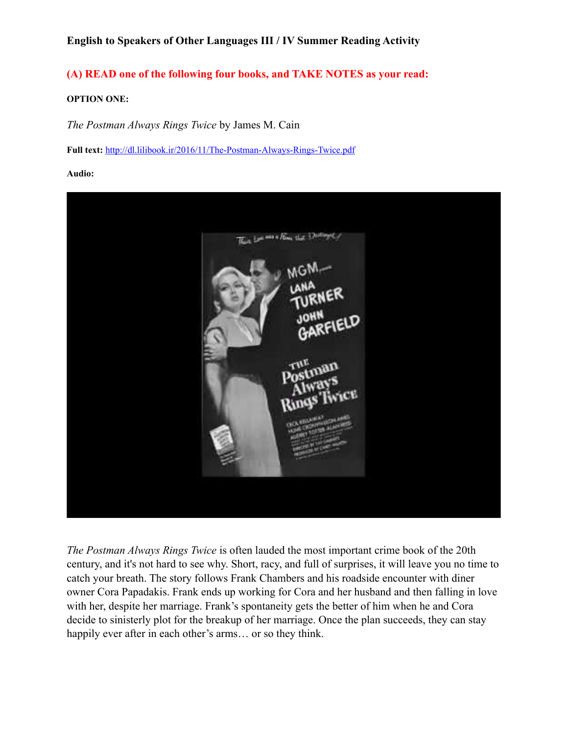**English to Speakers of Other Languages III / IV Summer Reading Activity**

**(A) READ one of the following four books, and TAKE NOTES as your read:**

**OPTION ONE:**

*The Postman Always Rings Twice* by James M. Cain

**Full text:** http://dl.lilibook.ir/2016/11/The-Postman-Always-Rings-Twice.pdf

**Audio:**

*The Postman Always Rings Twice* is often lauded the most important crime book of the 20th century, and it's not hard to see why. Short, racy, and full of surprises, it will leave you no time to catch your breath. The story follows Frank Chambers and his roadside encounter with diner owner Cora Papadakis. Frank ends up working for Cora and her husband and then falling in love with her, despite her marriage. Frank's spontaneity gets the better of him when he and Cora decide to sinisterly plot for the breakup of her marriage. Once the plan succeeds, they can stay happily ever after in each other's arms… or so they think.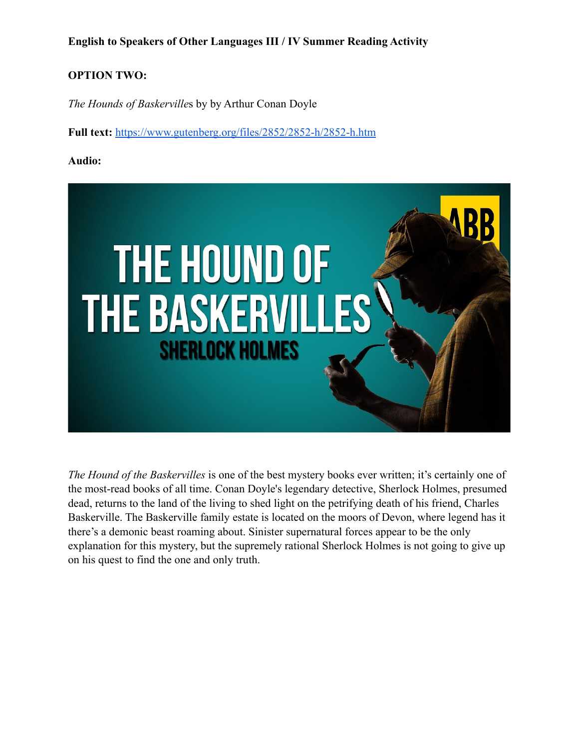**English to Speakers of Other Languages III / IV Summer Reading Activity**

**OPTION TWO:**

*The Hounds of Baskerville*s by by Arthur Conan Doyle

**Full text:** [https://www.gutenberg.org/files/2852/2852-h/2852-h.htm](https://www.gutenberg.org/files/2852/2852-h/2852-h.htm)

**Audio:**

*The Hound of the Baskervilles* is one of the best mystery books ever written; it's certainly one of the most-read books of all time. Conan Doyle's legendary detective, Sherlock Holmes, presumed dead, returns to the land of the living to shed light on the petrifying death of his friend, Charles Baskerville. The Baskerville family estate is located on the moors of Devon, where legend has it there's a demonic beast roaming about. Sinister supernatural forces appear to be the only explanation for this mystery, but the supremely rational Sherlock Holmes is not going to give up on his quest to find the one and only truth.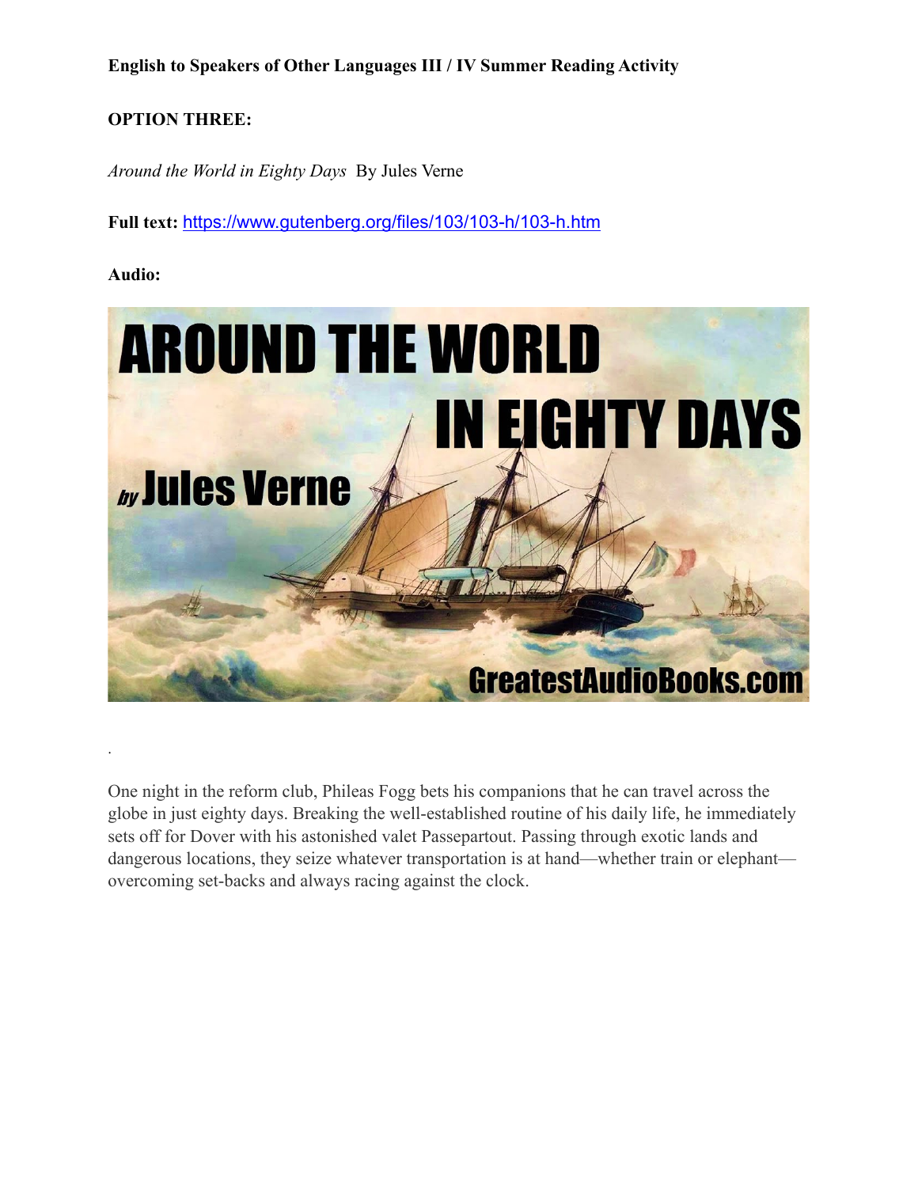**English to Speakers of Other Languages III / IV Summer Reading Activity**

**OPTION THREE:**

*Around the World in Eighty Days* By Jules Verne

**Full text:** https://www.gutenberg.org/files/103/103-h/103-h.htm

**Audio:**

.

One night in the reform club, Phileas Fogg bets his companions that he can travel across the globe in just eighty days. Breaking the well-established routine of his daily life, he immediately sets off for Dover with his astonished valet Passepartout. Passing through exotic lands and dangerous locations, they seize whatever transportation is at hand—whether train or elephant—overcoming set-backs and always racing against the clock.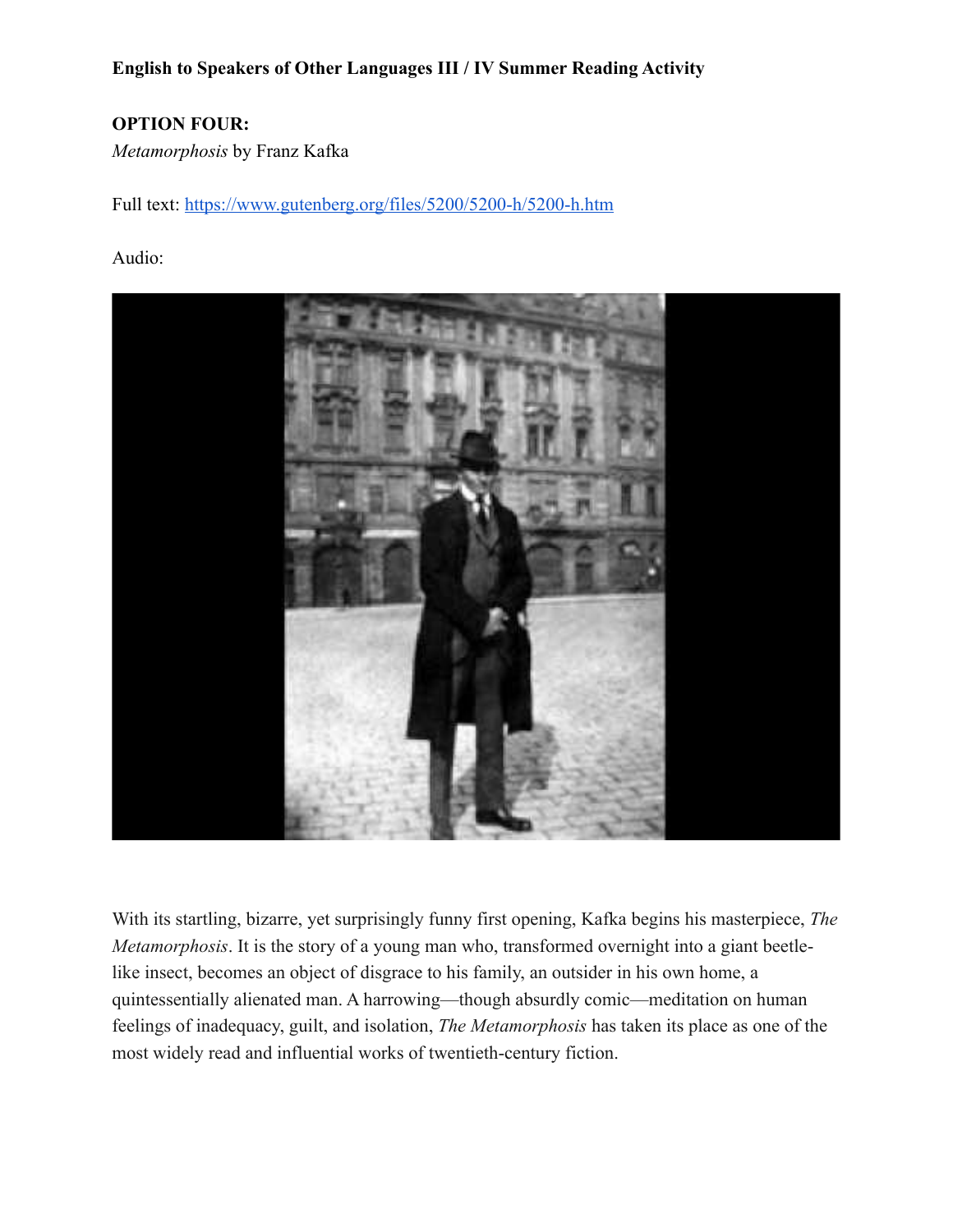**English to Speakers of Other Languages III / IV Summer Reading Activity**

**OPTION FOUR:**
*Metamorphosis* by Franz Kafka

Full text: [https://www.gutenberg.org/files/5200/5200-h/5200-h.htm](https://www.gutenberg.org/files/5200/5200-h/5200-h.htm)

Audio:

With its startling, bizarre, yet surprisingly funny first opening, Kafka begins his masterpiece, *The Metamorphosis*. It is the story of a young man who, transformed overnight into a giant beetle-like insect, becomes an object of disgrace to his family, an outsider in his own home, a quintessentially alienated man. A harrowing—though absurdly comic—meditation on human feelings of inadequacy, guilt, and isolation, *The Metamorphosis* has taken its place as one of the most widely read and influential works of twentieth-century fiction.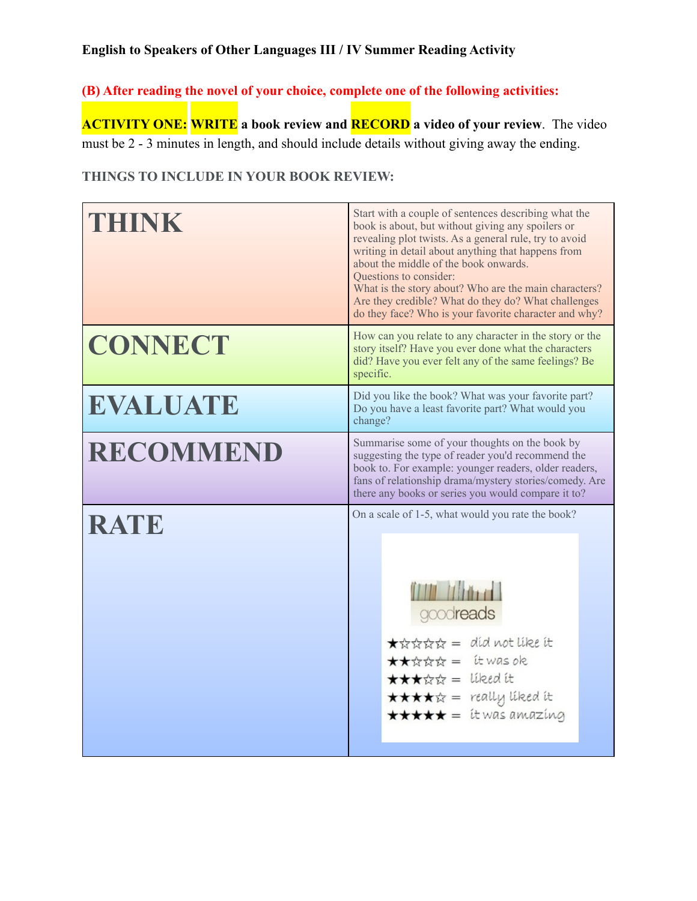**English to Speakers of Other Languages III / IV Summer Reading Activity**

**(B) After reading the novel of your choice, complete one of the following activities:**

**ACTIVITY ONE: WRITE a book review and RECORD a video of your review**. The video must be 2 - 3 minutes in length, and should include details without giving away the ending.

**THINGS TO INCLUDE IN YOUR BOOK REVIEW:**

| | |
|---|---|
| **THINK** | Start with a couple of sentences describing what the book is about, but without giving any spoilers or revealing plot twists. As a general rule, try to avoid writing in detail about anything that happens from about the middle of the book onwards. Questions to consider: What is the story about? Who are the main characters? Are they credible? What do they do? What challenges do they face? Who is your favorite character and why? |
| **CONNECT** | How can you relate to any character in the story or the story itself? Have you ever done what the characters did? Have you ever felt any of the same feelings? Be specific. |
| **EVALUATE** | Did you like the book? What was your favorite part? Do you have a least favorite part? What would you change? |
| **RECOMMEND** | Summarise some of your thoughts on the book by suggesting the type of reader you'd recommend the book to. For example: younger readers, older readers, fans of relationship drama/mystery stories/comedy. Are there any books or series you would compare it to? |
| **RATE** | On a scale of 1-5, what would you rate the book? goodreads ★☆☆☆☆ = did not like it ★★☆☆☆ = it was ok ★★★☆☆ = liked it ★★★★☆ = really liked it ★★★★★ = it was amazing |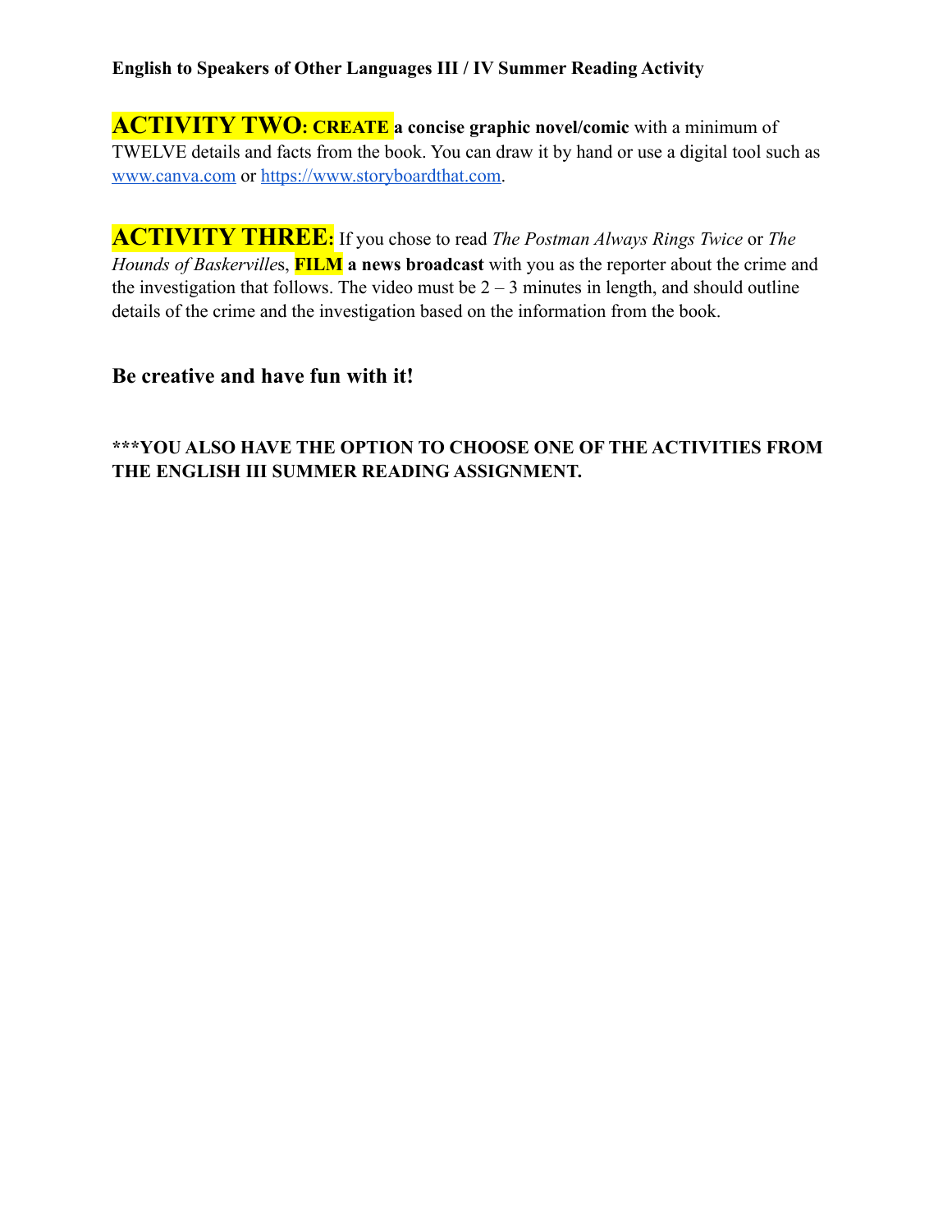**English to Speakers of Other Languages III / IV Summer Reading Activity**

**ACTIVITY TWO: CREATE a concise graphic novel/comic** with a minimum of TWELVE details and facts from the book. You can draw it by hand or use a digital tool such as [www.canva.com](http://www.canva.com) or [https://www.storyboardthat.com](https://www.storyboardthat.com).

**ACTIVITY THREE:** If you chose to read *The Postman Always Rings Twice* or *The Hounds of Baskervilles*, **FILM a news broadcast** with you as the reporter about the crime and the investigation that follows. The video must be 2 – 3 minutes in length, and should outline details of the crime and the investigation based on the information from the book.

### Be creative and have fun with it!

**\*\*\*YOU ALSO HAVE THE OPTION TO CHOOSE ONE OF THE ACTIVITIES FROM THE ENGLISH III SUMMER READING ASSIGNMENT.**